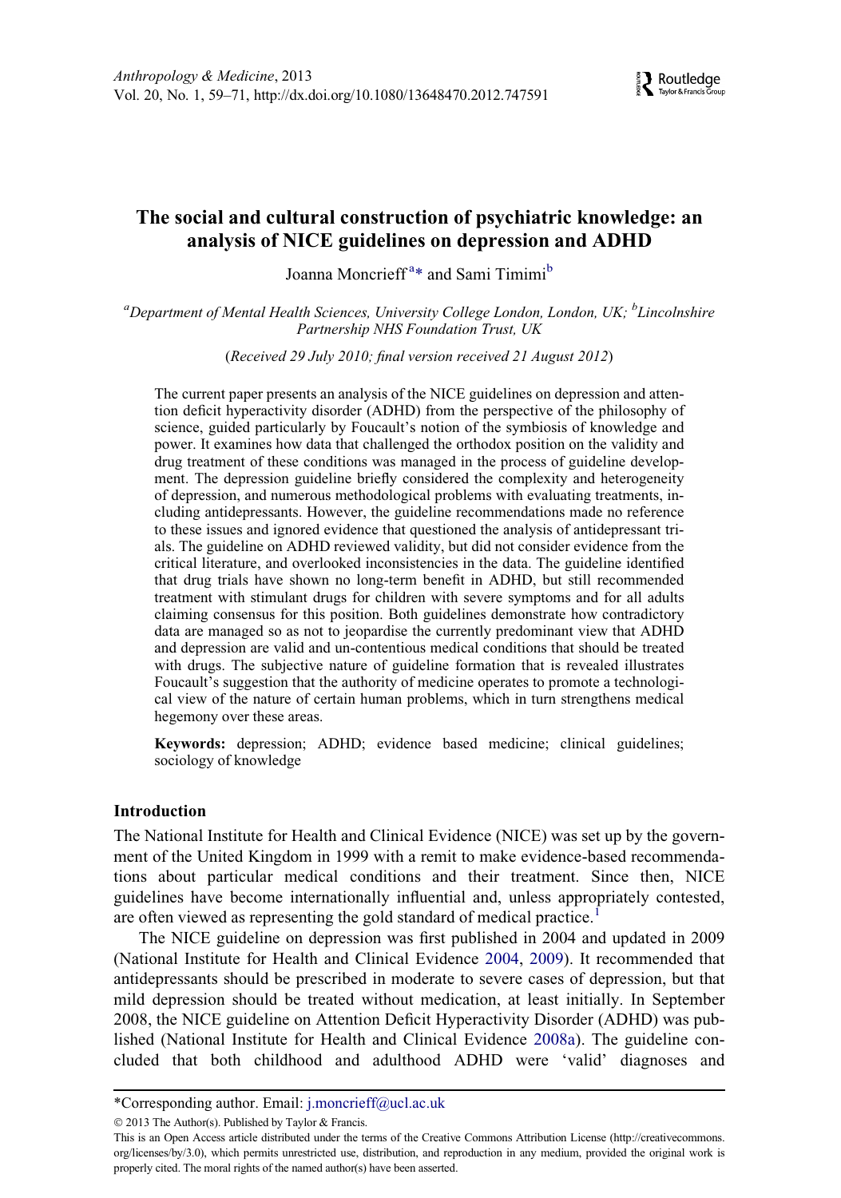# The social and cultural construction of psychiatric knowledge: an analysis of NICE guidelines on depression and ADHD

Joanna Moncrieff[a]* and Sami Timimi[b]

[a]*Department of Mental Health Sciences, University College London, London, UK;* [b]*Lincolnshire Partnership NHS Foundation Trust, UK*

(*Received 29 July 2010; final version received 21 August 2012*)

The current paper presents an analysis of the NICE guidelines on depression and attention deficit hyperactivity disorder (ADHD) from the perspective of the philosophy of science, guided particularly by Foucault's notion of the symbiosis of knowledge and power. It examines how data that challenged the orthodox position on the validity and drug treatment of these conditions was managed in the process of guideline development. The depression guideline briefly considered the complexity and heterogeneity of depression, and numerous methodological problems with evaluating treatments, including antidepressants. However, the guideline recommendations made no reference to these issues and ignored evidence that questioned the analysis of antidepressant trials. The guideline on ADHD reviewed validity, but did not consider evidence from the critical literature, and overlooked inconsistencies in the data. The guideline identified that drug trials have shown no long-term benefit in ADHD, but still recommended treatment with stimulant drugs for children with severe symptoms and for all adults claiming consensus for this position. Both guidelines demonstrate how contradictory data are managed so as not to jeopardise the currently predominant view that ADHD and depression are valid and un-contentious medical conditions that should be treated with drugs. The subjective nature of guideline formation that is revealed illustrates Foucault's suggestion that the authority of medicine operates to promote a technological view of the nature of certain human problems, which in turn strengthens medical hegemony over these areas.

**Keywords:** depression; ADHD; evidence based medicine; clinical guidelines; sociology of knowledge

## Introduction

The National Institute for Health and Clinical Evidence (NICE) was set up by the government of the United Kingdom in 1999 with a remit to make evidence-based recommendations about particular medical conditions and their treatment. Since then, NICE guidelines have become internationally influential and, unless appropriately contested, are often viewed as representing the gold standard of medical practice.[1]

The NICE guideline on depression was first published in 2004 and updated in 2009 (National Institute for Health and Clinical Evidence 2004, 2009). It recommended that antidepressants should be prescribed in moderate to severe cases of depression, but that mild depression should be treated without medication, at least initially. In September 2008, the NICE guideline on Attention Deficit Hyperactivity Disorder (ADHD) was published (National Institute for Health and Clinical Evidence 2008a). The guideline concluded that both childhood and adulthood ADHD were 'valid' diagnoses and

*Corresponding author. Email: j.moncrieff@ucl.ac.uk

© 2013 The Author(s). Published by Taylor & Francis.

This is an Open Access article distributed under the terms of the Creative Commons Attribution License (http://creativecommons.org/licenses/by/3.0), which permits unrestricted use, distribution, and reproduction in any medium, provided the original work is properly cited. The moral rights of the named author(s) have been asserted.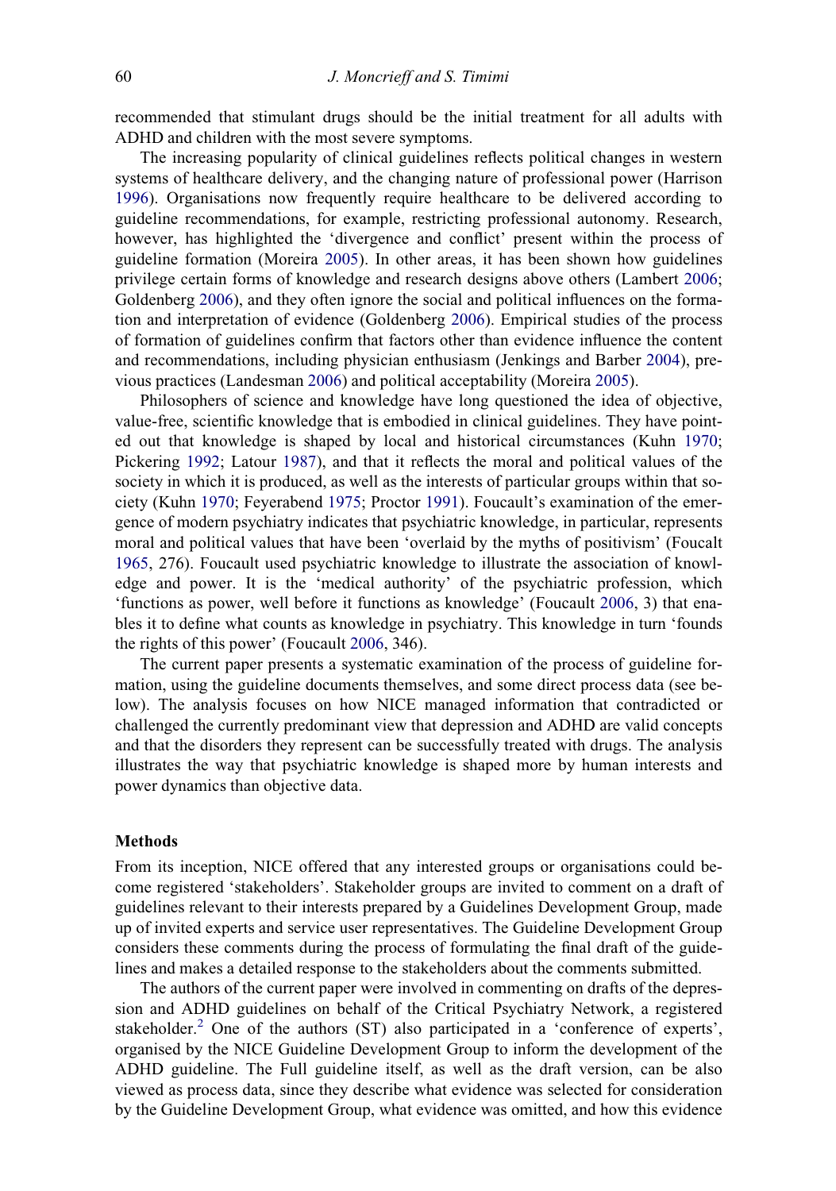recommended that stimulant drugs should be the initial treatment for all adults with ADHD and children with the most severe symptoms.

The increasing popularity of clinical guidelines reflects political changes in western systems of healthcare delivery, and the changing nature of professional power (Harrison 1996). Organisations now frequently require healthcare to be delivered according to guideline recommendations, for example, restricting professional autonomy. Research, however, has highlighted the 'divergence and conflict' present within the process of guideline formation (Moreira 2005). In other areas, it has been shown how guidelines privilege certain forms of knowledge and research designs above others (Lambert 2006; Goldenberg 2006), and they often ignore the social and political influences on the formation and interpretation of evidence (Goldenberg 2006). Empirical studies of the process of formation of guidelines confirm that factors other than evidence influence the content and recommendations, including physician enthusiasm (Jenkings and Barber 2004), previous practices (Landesman 2006) and political acceptability (Moreira 2005).

Philosophers of science and knowledge have long questioned the idea of objective, value-free, scientific knowledge that is embodied in clinical guidelines. They have pointed out that knowledge is shaped by local and historical circumstances (Kuhn 1970; Pickering 1992; Latour 1987), and that it reflects the moral and political values of the society in which it is produced, as well as the interests of particular groups within that society (Kuhn 1970; Feyerabend 1975; Proctor 1991). Foucault's examination of the emergence of modern psychiatry indicates that psychiatric knowledge, in particular, represents moral and political values that have been 'overlaid by the myths of positivism' (Foucalt 1965, 276). Foucault used psychiatric knowledge to illustrate the association of knowledge and power. It is the 'medical authority' of the psychiatric profession, which 'functions as power, well before it functions as knowledge' (Foucault 2006, 3) that enables it to define what counts as knowledge in psychiatry. This knowledge in turn 'founds the rights of this power' (Foucault 2006, 346).

The current paper presents a systematic examination of the process of guideline formation, using the guideline documents themselves, and some direct process data (see below). The analysis focuses on how NICE managed information that contradicted or challenged the currently predominant view that depression and ADHD are valid concepts and that the disorders they represent can be successfully treated with drugs. The analysis illustrates the way that psychiatric knowledge is shaped more by human interests and power dynamics than objective data.

## Methods

From its inception, NICE offered that any interested groups or organisations could become registered 'stakeholders'. Stakeholder groups are invited to comment on a draft of guidelines relevant to their interests prepared by a Guidelines Development Group, made up of invited experts and service user representatives. The Guideline Development Group considers these comments during the process of formulating the final draft of the guidelines and makes a detailed response to the stakeholders about the comments submitted.

The authors of the current paper were involved in commenting on drafts of the depression and ADHD guidelines on behalf of the Critical Psychiatry Network, a registered stakeholder.[2] One of the authors (ST) also participated in a 'conference of experts', organised by the NICE Guideline Development Group to inform the development of the ADHD guideline. The Full guideline itself, as well as the draft version, can be also viewed as process data, since they describe what evidence was selected for consideration by the Guideline Development Group, what evidence was omitted, and how this evidence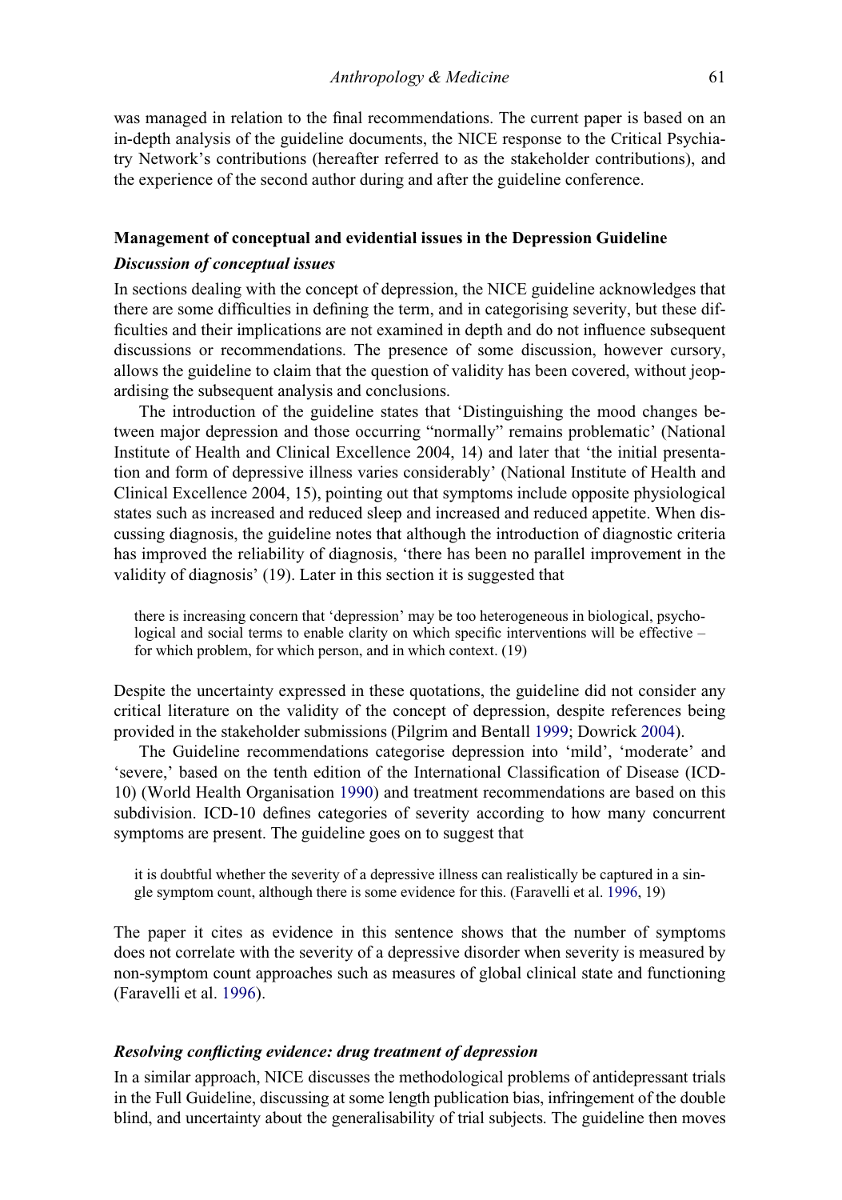was managed in relation to the final recommendations. The current paper is based on an in-depth analysis of the guideline documents, the NICE response to the Critical Psychiatry Network's contributions (hereafter referred to as the stakeholder contributions), and the experience of the second author during and after the guideline conference.

## Management of conceptual and evidential issues in the Depression Guideline

### *Discussion of conceptual issues*

In sections dealing with the concept of depression, the NICE guideline acknowledges that there are some difficulties in defining the term, and in categorising severity, but these difficulties and their implications are not examined in depth and do not influence subsequent discussions or recommendations. The presence of some discussion, however cursory, allows the guideline to claim that the question of validity has been covered, without jeopardising the subsequent analysis and conclusions.

The introduction of the guideline states that 'Distinguishing the mood changes between major depression and those occurring "normally" remains problematic' (National Institute of Health and Clinical Excellence 2004, 14) and later that 'the initial presentation and form of depressive illness varies considerably' (National Institute of Health and Clinical Excellence 2004, 15), pointing out that symptoms include opposite physiological states such as increased and reduced sleep and increased and reduced appetite. When discussing diagnosis, the guideline notes that although the introduction of diagnostic criteria has improved the reliability of diagnosis, 'there has been no parallel improvement in the validity of diagnosis' (19). Later in this section it is suggested that

> there is increasing concern that 'depression' may be too heterogeneous in biological, psychological and social terms to enable clarity on which specific interventions will be effective – for which problem, for which person, and in which context. (19)

Despite the uncertainty expressed in these quotations, the guideline did not consider any critical literature on the validity of the concept of depression, despite references being provided in the stakeholder submissions (Pilgrim and Bentall 1999; Dowrick 2004).

The Guideline recommendations categorise depression into 'mild', 'moderate' and 'severe,' based on the tenth edition of the International Classification of Disease (ICD-10) (World Health Organisation 1990) and treatment recommendations are based on this subdivision. ICD-10 defines categories of severity according to how many concurrent symptoms are present. The guideline goes on to suggest that

> it is doubtful whether the severity of a depressive illness can realistically be captured in a single symptom count, although there is some evidence for this. (Faravelli et al. 1996, 19)

The paper it cites as evidence in this sentence shows that the number of symptoms does not correlate with the severity of a depressive disorder when severity is measured by non-symptom count approaches such as measures of global clinical state and functioning (Faravelli et al. 1996).

### *Resolving conflicting evidence: drug treatment of depression*

In a similar approach, NICE discusses the methodological problems of antidepressant trials in the Full Guideline, discussing at some length publication bias, infringement of the double blind, and uncertainty about the generalisability of trial subjects. The guideline then moves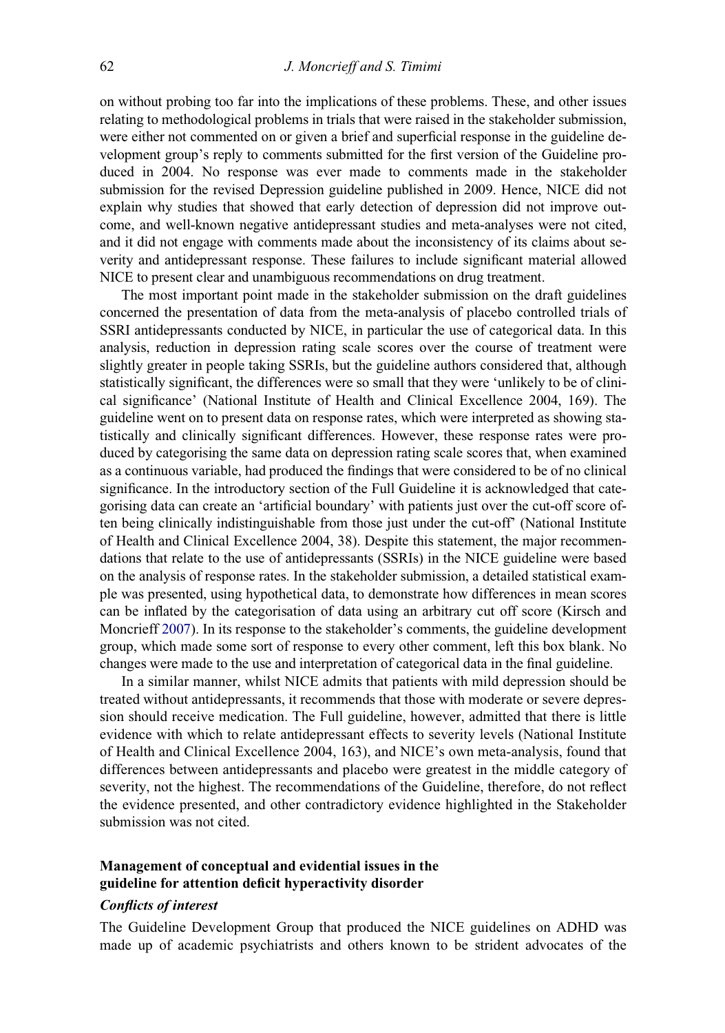on without probing too far into the implications of these problems. These, and other issues relating to methodological problems in trials that were raised in the stakeholder submission, were either not commented on or given a brief and superficial response in the guideline development group's reply to comments submitted for the first version of the Guideline produced in 2004. No response was ever made to comments made in the stakeholder submission for the revised Depression guideline published in 2009. Hence, NICE did not explain why studies that showed that early detection of depression did not improve outcome, and well-known negative antidepressant studies and meta-analyses were not cited, and it did not engage with comments made about the inconsistency of its claims about severity and antidepressant response. These failures to include significant material allowed NICE to present clear and unambiguous recommendations on drug treatment.

The most important point made in the stakeholder submission on the draft guidelines concerned the presentation of data from the meta-analysis of placebo controlled trials of SSRI antidepressants conducted by NICE, in particular the use of categorical data. In this analysis, reduction in depression rating scale scores over the course of treatment were slightly greater in people taking SSRIs, but the guideline authors considered that, although statistically significant, the differences were so small that they were 'unlikely to be of clinical significance' (National Institute of Health and Clinical Excellence 2004, 169). The guideline went on to present data on response rates, which were interpreted as showing statistically and clinically significant differences. However, these response rates were produced by categorising the same data on depression rating scale scores that, when examined as a continuous variable, had produced the findings that were considered to be of no clinical significance. In the introductory section of the Full Guideline it is acknowledged that categorising data can create an 'artificial boundary' with patients just over the cut-off score often being clinically indistinguishable from those just under the cut-off' (National Institute of Health and Clinical Excellence 2004, 38). Despite this statement, the major recommendations that relate to the use of antidepressants (SSRIs) in the NICE guideline were based on the analysis of response rates. In the stakeholder submission, a detailed statistical example was presented, using hypothetical data, to demonstrate how differences in mean scores can be inflated by the categorisation of data using an arbitrary cut off score (Kirsch and Moncrieff 2007). In its response to the stakeholder's comments, the guideline development group, which made some sort of response to every other comment, left this box blank. No changes were made to the use and interpretation of categorical data in the final guideline.

In a similar manner, whilst NICE admits that patients with mild depression should be treated without antidepressants, it recommends that those with moderate or severe depression should receive medication. The Full guideline, however, admitted that there is little evidence with which to relate antidepressant effects to severity levels (National Institute of Health and Clinical Excellence 2004, 163), and NICE's own meta-analysis, found that differences between antidepressants and placebo were greatest in the middle category of severity, not the highest. The recommendations of the Guideline, therefore, do not reflect the evidence presented, and other contradictory evidence highlighted in the Stakeholder submission was not cited.

## Management of conceptual and evidential issues in the guideline for attention deficit hyperactivity disorder

### *Conflicts of interest*

The Guideline Development Group that produced the NICE guidelines on ADHD was made up of academic psychiatrists and others known to be strident advocates of the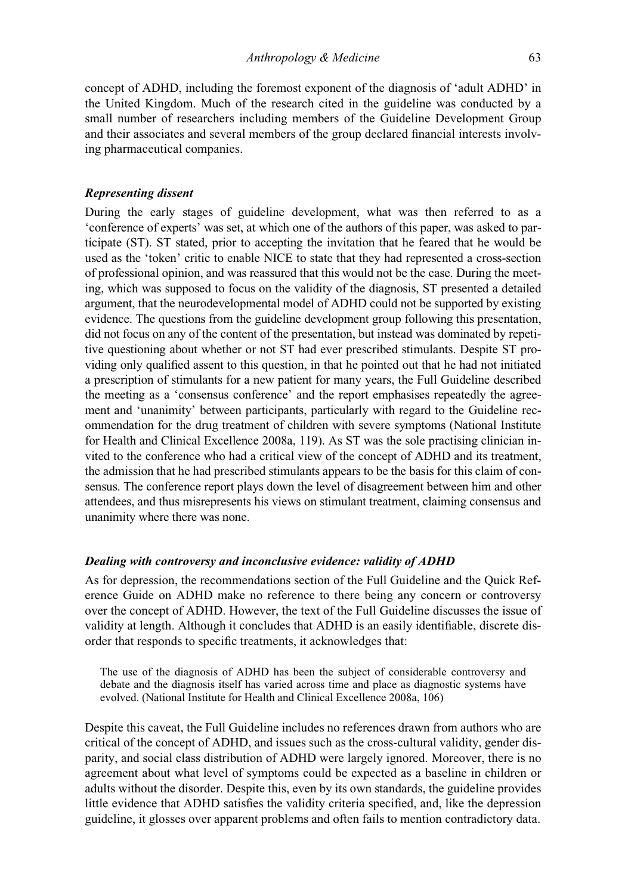concept of ADHD, including the foremost exponent of the diagnosis of 'adult ADHD' in the United Kingdom. Much of the research cited in the guideline was conducted by a small number of researchers including members of the Guideline Development Group and their associates and several members of the group declared financial interests involving pharmaceutical companies.

### *Representing dissent*

During the early stages of guideline development, what was then referred to as a 'conference of experts' was set, at which one of the authors of this paper, was asked to participate (ST). ST stated, prior to accepting the invitation that he feared that he would be used as the 'token' critic to enable NICE to state that they had represented a cross-section of professional opinion, and was reassured that this would not be the case. During the meeting, which was supposed to focus on the validity of the diagnosis, ST presented a detailed argument, that the neurodevelopmental model of ADHD could not be supported by existing evidence. The questions from the guideline development group following this presentation, did not focus on any of the content of the presentation, but instead was dominated by repetitive questioning about whether or not ST had ever prescribed stimulants. Despite ST providing only qualified assent to this question, in that he pointed out that he had not initiated a prescription of stimulants for a new patient for many years, the Full Guideline described the meeting as a 'consensus conference' and the report emphasises repeatedly the agreement and 'unanimity' between participants, particularly with regard to the Guideline recommendation for the drug treatment of children with severe symptoms (National Institute for Health and Clinical Excellence 2008a, 119). As ST was the sole practising clinician invited to the conference who had a critical view of the concept of ADHD and its treatment, the admission that he had prescribed stimulants appears to be the basis for this claim of consensus. The conference report plays down the level of disagreement between him and other attendees, and thus misrepresents his views on stimulant treatment, claiming consensus and unanimity where there was none.

### *Dealing with controversy and inconclusive evidence: validity of ADHD*

As for depression, the recommendations section of the Full Guideline and the Quick Reference Guide on ADHD make no reference to there being any concern or controversy over the concept of ADHD. However, the text of the Full Guideline discusses the issue of validity at length. Although it concludes that ADHD is an easily identifiable, discrete disorder that responds to specific treatments, it acknowledges that:

> The use of the diagnosis of ADHD has been the subject of considerable controversy and debate and the diagnosis itself has varied across time and place as diagnostic systems have evolved. (National Institute for Health and Clinical Excellence 2008a, 106)

Despite this caveat, the Full Guideline includes no references drawn from authors who are critical of the concept of ADHD, and issues such as the cross-cultural validity, gender disparity, and social class distribution of ADHD were largely ignored. Moreover, there is no agreement about what level of symptoms could be expected as a baseline in children or adults without the disorder. Despite this, even by its own standards, the guideline provides little evidence that ADHD satisfies the validity criteria specified, and, like the depression guideline, it glosses over apparent problems and often fails to mention contradictory data.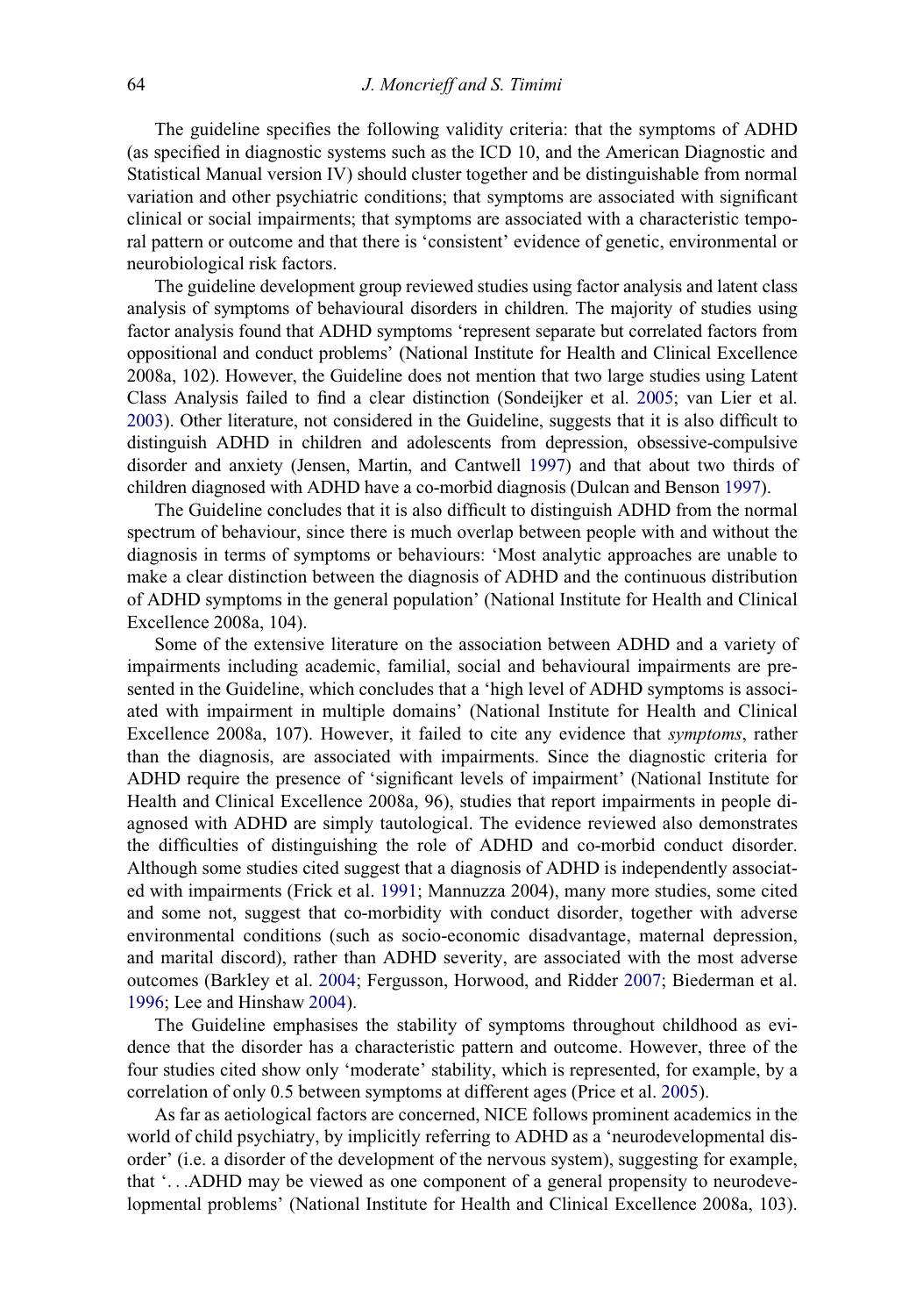The guideline specifies the following validity criteria: that the symptoms of ADHD (as specified in diagnostic systems such as the ICD 10, and the American Diagnostic and Statistical Manual version IV) should cluster together and be distinguishable from normal variation and other psychiatric conditions; that symptoms are associated with significant clinical or social impairments; that symptoms are associated with a characteristic temporal pattern or outcome and that there is 'consistent' evidence of genetic, environmental or neurobiological risk factors.

The guideline development group reviewed studies using factor analysis and latent class analysis of symptoms of behavioural disorders in children. The majority of studies using factor analysis found that ADHD symptoms 'represent separate but correlated factors from oppositional and conduct problems' (National Institute for Health and Clinical Excellence 2008a, 102). However, the Guideline does not mention that two large studies using Latent Class Analysis failed to find a clear distinction (Sondeijker et al. 2005; van Lier et al. 2003). Other literature, not considered in the Guideline, suggests that it is also difficult to distinguish ADHD in children and adolescents from depression, obsessive-compulsive disorder and anxiety (Jensen, Martin, and Cantwell 1997) and that about two thirds of children diagnosed with ADHD have a co-morbid diagnosis (Dulcan and Benson 1997).

The Guideline concludes that it is also difficult to distinguish ADHD from the normal spectrum of behaviour, since there is much overlap between people with and without the diagnosis in terms of symptoms or behaviours: 'Most analytic approaches are unable to make a clear distinction between the diagnosis of ADHD and the continuous distribution of ADHD symptoms in the general population' (National Institute for Health and Clinical Excellence 2008a, 104).

Some of the extensive literature on the association between ADHD and a variety of impairments including academic, familial, social and behavioural impairments are presented in the Guideline, which concludes that a 'high level of ADHD symptoms is associated with impairment in multiple domains' (National Institute for Health and Clinical Excellence 2008a, 107). However, it failed to cite any evidence that *symptoms*, rather than the diagnosis, are associated with impairments. Since the diagnostic criteria for ADHD require the presence of 'significant levels of impairment' (National Institute for Health and Clinical Excellence 2008a, 96), studies that report impairments in people diagnosed with ADHD are simply tautological. The evidence reviewed also demonstrates the difficulties of distinguishing the role of ADHD and co-morbid conduct disorder. Although some studies cited suggest that a diagnosis of ADHD is independently associated with impairments (Frick et al. 1991; Mannuzza 2004), many more studies, some cited and some not, suggest that co-morbidity with conduct disorder, together with adverse environmental conditions (such as socio-economic disadvantage, maternal depression, and marital discord), rather than ADHD severity, are associated with the most adverse outcomes (Barkley et al. 2004; Fergusson, Horwood, and Ridder 2007; Biederman et al. 1996; Lee and Hinshaw 2004).

The Guideline emphasises the stability of symptoms throughout childhood as evidence that the disorder has a characteristic pattern and outcome. However, three of the four studies cited show only 'moderate' stability, which is represented, for example, by a correlation of only 0.5 between symptoms at different ages (Price et al. 2005).

As far as aetiological factors are concerned, NICE follows prominent academics in the world of child psychiatry, by implicitly referring to ADHD as a 'neurodevelopmental disorder' (i.e. a disorder of the development of the nervous system), suggesting for example, that '…ADHD may be viewed as one component of a general propensity to neurodevelopmental problems' (National Institute for Health and Clinical Excellence 2008a, 103).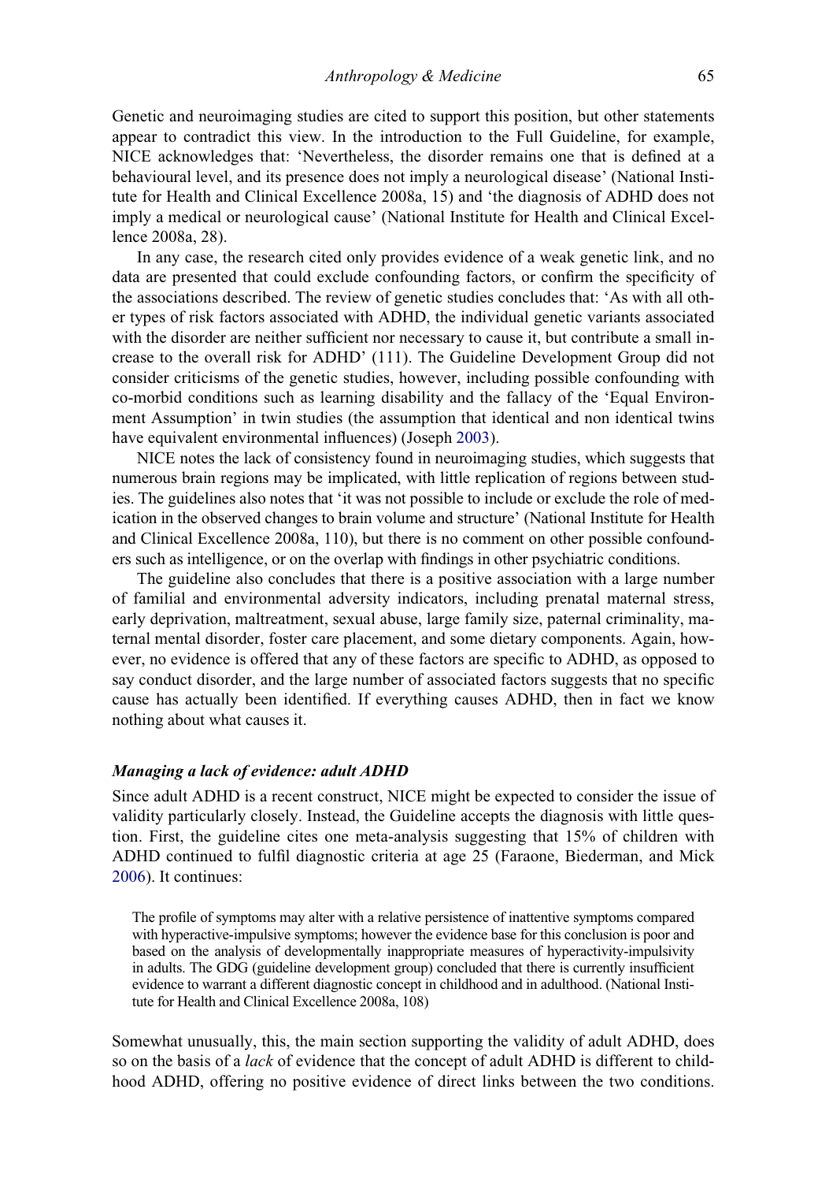Genetic and neuroimaging studies are cited to support this position, but other statements appear to contradict this view. In the introduction to the Full Guideline, for example, NICE acknowledges that: 'Nevertheless, the disorder remains one that is defined at a behavioural level, and its presence does not imply a neurological disease' (National Institute for Health and Clinical Excellence 2008a, 15) and 'the diagnosis of ADHD does not imply a medical or neurological cause' (National Institute for Health and Clinical Excellence 2008a, 28).

In any case, the research cited only provides evidence of a weak genetic link, and no data are presented that could exclude confounding factors, or confirm the specificity of the associations described. The review of genetic studies concludes that: 'As with all other types of risk factors associated with ADHD, the individual genetic variants associated with the disorder are neither sufficient nor necessary to cause it, but contribute a small increase to the overall risk for ADHD' (111). The Guideline Development Group did not consider criticisms of the genetic studies, however, including possible confounding with co-morbid conditions such as learning disability and the fallacy of the 'Equal Environment Assumption' in twin studies (the assumption that identical and non identical twins have equivalent environmental influences) (Joseph 2003).

NICE notes the lack of consistency found in neuroimaging studies, which suggests that numerous brain regions may be implicated, with little replication of regions between studies. The guidelines also notes that 'it was not possible to include or exclude the role of medication in the observed changes to brain volume and structure' (National Institute for Health and Clinical Excellence 2008a, 110), but there is no comment on other possible confounders such as intelligence, or on the overlap with findings in other psychiatric conditions.

The guideline also concludes that there is a positive association with a large number of familial and environmental adversity indicators, including prenatal maternal stress, early deprivation, maltreatment, sexual abuse, large family size, paternal criminality, maternal mental disorder, foster care placement, and some dietary components. Again, however, no evidence is offered that any of these factors are specific to ADHD, as opposed to say conduct disorder, and the large number of associated factors suggests that no specific cause has actually been identified. If everything causes ADHD, then in fact we know nothing about what causes it.

### *Managing a lack of evidence: adult ADHD*

Since adult ADHD is a recent construct, NICE might be expected to consider the issue of validity particularly closely. Instead, the Guideline accepts the diagnosis with little question. First, the guideline cites one meta-analysis suggesting that 15% of children with ADHD continued to fulfil diagnostic criteria at age 25 (Faraone, Biederman, and Mick 2006). It continues:

> The profile of symptoms may alter with a relative persistence of inattentive symptoms compared with hyperactive-impulsive symptoms; however the evidence base for this conclusion is poor and based on the analysis of developmentally inappropriate measures of hyperactivity-impulsivity in adults. The GDG (guideline development group) concluded that there is currently insufficient evidence to warrant a different diagnostic concept in childhood and in adulthood. (National Institute for Health and Clinical Excellence 2008a, 108)

Somewhat unusually, this, the main section supporting the validity of adult ADHD, does so on the basis of a *lack* of evidence that the concept of adult ADHD is different to childhood ADHD, offering no positive evidence of direct links between the two conditions.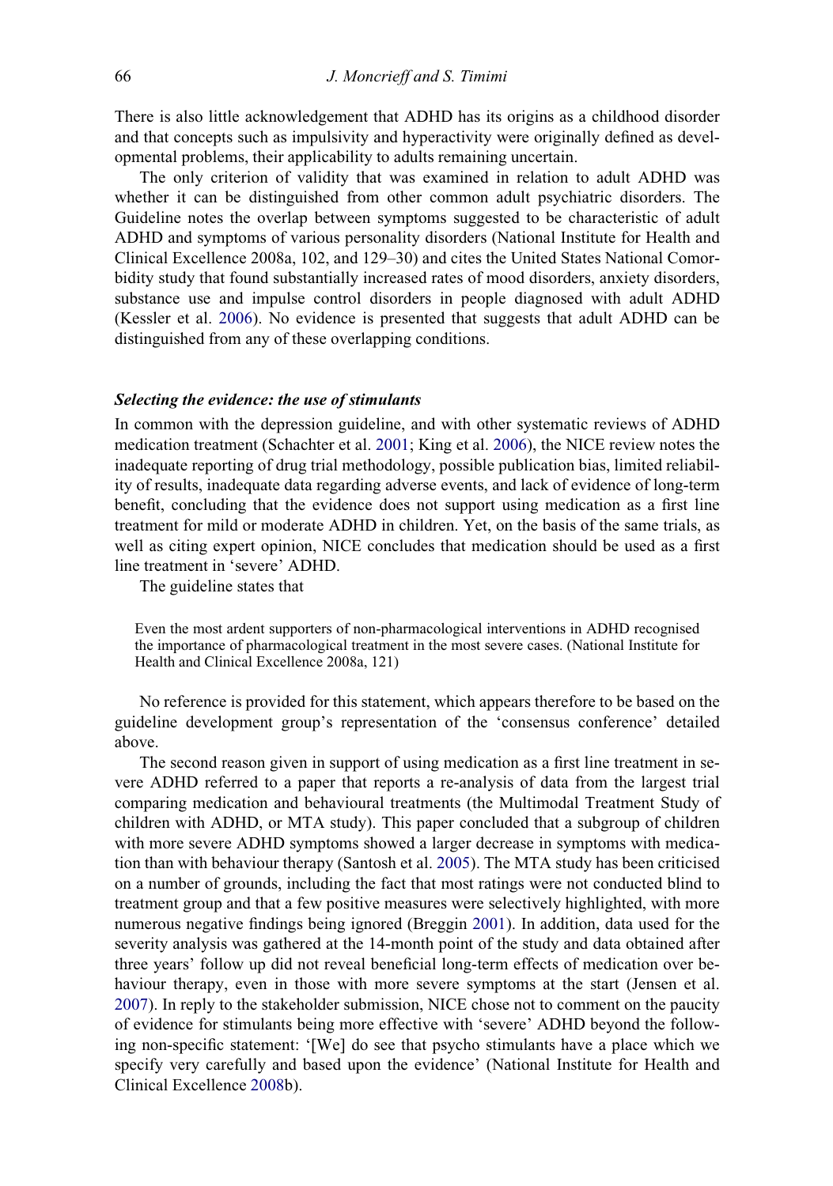There is also little acknowledgement that ADHD has its origins as a childhood disorder and that concepts such as impulsivity and hyperactivity were originally defined as developmental problems, their applicability to adults remaining uncertain.

The only criterion of validity that was examined in relation to adult ADHD was whether it can be distinguished from other common adult psychiatric disorders. The Guideline notes the overlap between symptoms suggested to be characteristic of adult ADHD and symptoms of various personality disorders (National Institute for Health and Clinical Excellence 2008a, 102, and 129–30) and cites the United States National Comorbidity study that found substantially increased rates of mood disorders, anxiety disorders, substance use and impulse control disorders in people diagnosed with adult ADHD (Kessler et al. 2006). No evidence is presented that suggests that adult ADHD can be distinguished from any of these overlapping conditions.

### *Selecting the evidence: the use of stimulants*

In common with the depression guideline, and with other systematic reviews of ADHD medication treatment (Schachter et al. 2001; King et al. 2006), the NICE review notes the inadequate reporting of drug trial methodology, possible publication bias, limited reliability of results, inadequate data regarding adverse events, and lack of evidence of long-term benefit, concluding that the evidence does not support using medication as a first line treatment for mild or moderate ADHD in children. Yet, on the basis of the same trials, as well as citing expert opinion, NICE concludes that medication should be used as a first line treatment in 'severe' ADHD.

The guideline states that

> Even the most ardent supporters of non-pharmacological interventions in ADHD recognised the importance of pharmacological treatment in the most severe cases. (National Institute for Health and Clinical Excellence 2008a, 121)

No reference is provided for this statement, which appears therefore to be based on the guideline development group's representation of the 'consensus conference' detailed above.

The second reason given in support of using medication as a first line treatment in severe ADHD referred to a paper that reports a re-analysis of data from the largest trial comparing medication and behavioural treatments (the Multimodal Treatment Study of children with ADHD, or MTA study). This paper concluded that a subgroup of children with more severe ADHD symptoms showed a larger decrease in symptoms with medication than with behaviour therapy (Santosh et al. 2005). The MTA study has been criticised on a number of grounds, including the fact that most ratings were not conducted blind to treatment group and that a few positive measures were selectively highlighted, with more numerous negative findings being ignored (Breggin 2001). In addition, data used for the severity analysis was gathered at the 14-month point of the study and data obtained after three years' follow up did not reveal beneficial long-term effects of medication over behaviour therapy, even in those with more severe symptoms at the start (Jensen et al. 2007). In reply to the stakeholder submission, NICE chose not to comment on the paucity of evidence for stimulants being more effective with 'severe' ADHD beyond the following non-specific statement: '[We] do see that psycho stimulants have a place which we specify very carefully and based upon the evidence' (National Institute for Health and Clinical Excellence 2008b).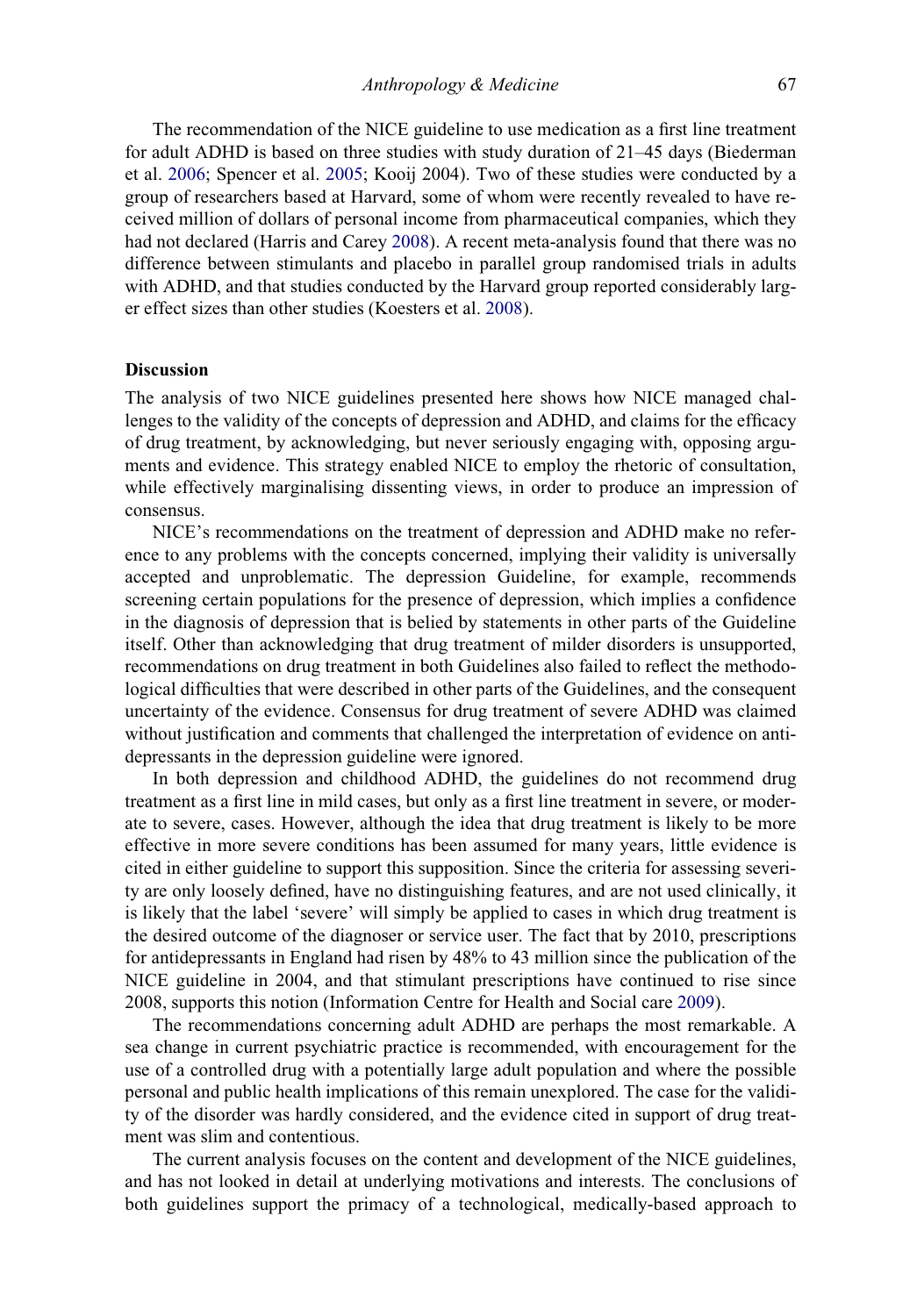The recommendation of the NICE guideline to use medication as a first line treatment for adult ADHD is based on three studies with study duration of 21–45 days (Biederman et al. 2006; Spencer et al. 2005; Kooij 2004). Two of these studies were conducted by a group of researchers based at Harvard, some of whom were recently revealed to have received million of dollars of personal income from pharmaceutical companies, which they had not declared (Harris and Carey 2008). A recent meta-analysis found that there was no difference between stimulants and placebo in parallel group randomised trials in adults with ADHD, and that studies conducted by the Harvard group reported considerably larger effect sizes than other studies (Koesters et al. 2008).

## Discussion

The analysis of two NICE guidelines presented here shows how NICE managed challenges to the validity of the concepts of depression and ADHD, and claims for the efficacy of drug treatment, by acknowledging, but never seriously engaging with, opposing arguments and evidence. This strategy enabled NICE to employ the rhetoric of consultation, while effectively marginalising dissenting views, in order to produce an impression of consensus.

NICE's recommendations on the treatment of depression and ADHD make no reference to any problems with the concepts concerned, implying their validity is universally accepted and unproblematic. The depression Guideline, for example, recommends screening certain populations for the presence of depression, which implies a confidence in the diagnosis of depression that is belied by statements in other parts of the Guideline itself. Other than acknowledging that drug treatment of milder disorders is unsupported, recommendations on drug treatment in both Guidelines also failed to reflect the methodological difficulties that were described in other parts of the Guidelines, and the consequent uncertainty of the evidence. Consensus for drug treatment of severe ADHD was claimed without justification and comments that challenged the interpretation of evidence on antidepressants in the depression guideline were ignored.

In both depression and childhood ADHD, the guidelines do not recommend drug treatment as a first line in mild cases, but only as a first line treatment in severe, or moderate to severe, cases. However, although the idea that drug treatment is likely to be more effective in more severe conditions has been assumed for many years, little evidence is cited in either guideline to support this supposition. Since the criteria for assessing severity are only loosely defined, have no distinguishing features, and are not used clinically, it is likely that the label 'severe' will simply be applied to cases in which drug treatment is the desired outcome of the diagnoser or service user. The fact that by 2010, prescriptions for antidepressants in England had risen by 48% to 43 million since the publication of the NICE guideline in 2004, and that stimulant prescriptions have continued to rise since 2008, supports this notion (Information Centre for Health and Social care 2009).

The recommendations concerning adult ADHD are perhaps the most remarkable. A sea change in current psychiatric practice is recommended, with encouragement for the use of a controlled drug with a potentially large adult population and where the possible personal and public health implications of this remain unexplored. The case for the validity of the disorder was hardly considered, and the evidence cited in support of drug treatment was slim and contentious.

The current analysis focuses on the content and development of the NICE guidelines, and has not looked in detail at underlying motivations and interests. The conclusions of both guidelines support the primacy of a technological, medically-based approach to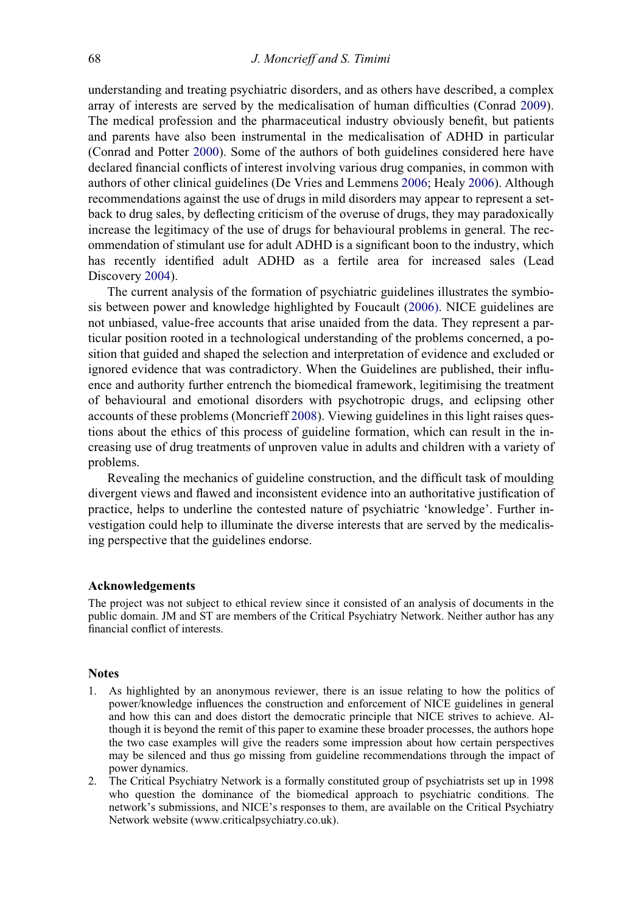understanding and treating psychiatric disorders, and as others have described, a complex array of interests are served by the medicalisation of human difficulties (Conrad 2009). The medical profession and the pharmaceutical industry obviously benefit, but patients and parents have also been instrumental in the medicalisation of ADHD in particular (Conrad and Potter 2000). Some of the authors of both guidelines considered here have declared financial conflicts of interest involving various drug companies, in common with authors of other clinical guidelines (De Vries and Lemmens 2006; Healy 2006). Although recommendations against the use of drugs in mild disorders may appear to represent a setback to drug sales, by deflecting criticism of the overuse of drugs, they may paradoxically increase the legitimacy of the use of drugs for behavioural problems in general. The recommendation of stimulant use for adult ADHD is a significant boon to the industry, which has recently identified adult ADHD as a fertile area for increased sales (Lead Discovery 2004).

The current analysis of the formation of psychiatric guidelines illustrates the symbiosis between power and knowledge highlighted by Foucault (2006). NICE guidelines are not unbiased, value-free accounts that arise unaided from the data. They represent a particular position rooted in a technological understanding of the problems concerned, a position that guided and shaped the selection and interpretation of evidence and excluded or ignored evidence that was contradictory. When the Guidelines are published, their influence and authority further entrench the biomedical framework, legitimising the treatment of behavioural and emotional disorders with psychotropic drugs, and eclipsing other accounts of these problems (Moncrieff 2008). Viewing guidelines in this light raises questions about the ethics of this process of guideline formation, which can result in the increasing use of drug treatments of unproven value in adults and children with a variety of problems.

Revealing the mechanics of guideline construction, and the difficult task of moulding divergent views and flawed and inconsistent evidence into an authoritative justification of practice, helps to underline the contested nature of psychiatric 'knowledge'. Further investigation could help to illuminate the diverse interests that are served by the medicalising perspective that the guidelines endorse.

## Acknowledgements

The project was not subject to ethical review since it consisted of an analysis of documents in the public domain. JM and ST are members of the Critical Psychiatry Network. Neither author has any financial conflict of interests.

## Notes

1. As highlighted by an anonymous reviewer, there is an issue relating to how the politics of power/knowledge influences the construction and enforcement of NICE guidelines in general and how this can and does distort the democratic principle that NICE strives to achieve. Although it is beyond the remit of this paper to examine these broader processes, the authors hope the two case examples will give the readers some impression about how certain perspectives may be silenced and thus go missing from guideline recommendations through the impact of power dynamics.
2. The Critical Psychiatry Network is a formally constituted group of psychiatrists set up in 1998 who question the dominance of the biomedical approach to psychiatric conditions. The network's submissions, and NICE's responses to them, are available on the Critical Psychiatry Network website (www.criticalpsychiatry.co.uk).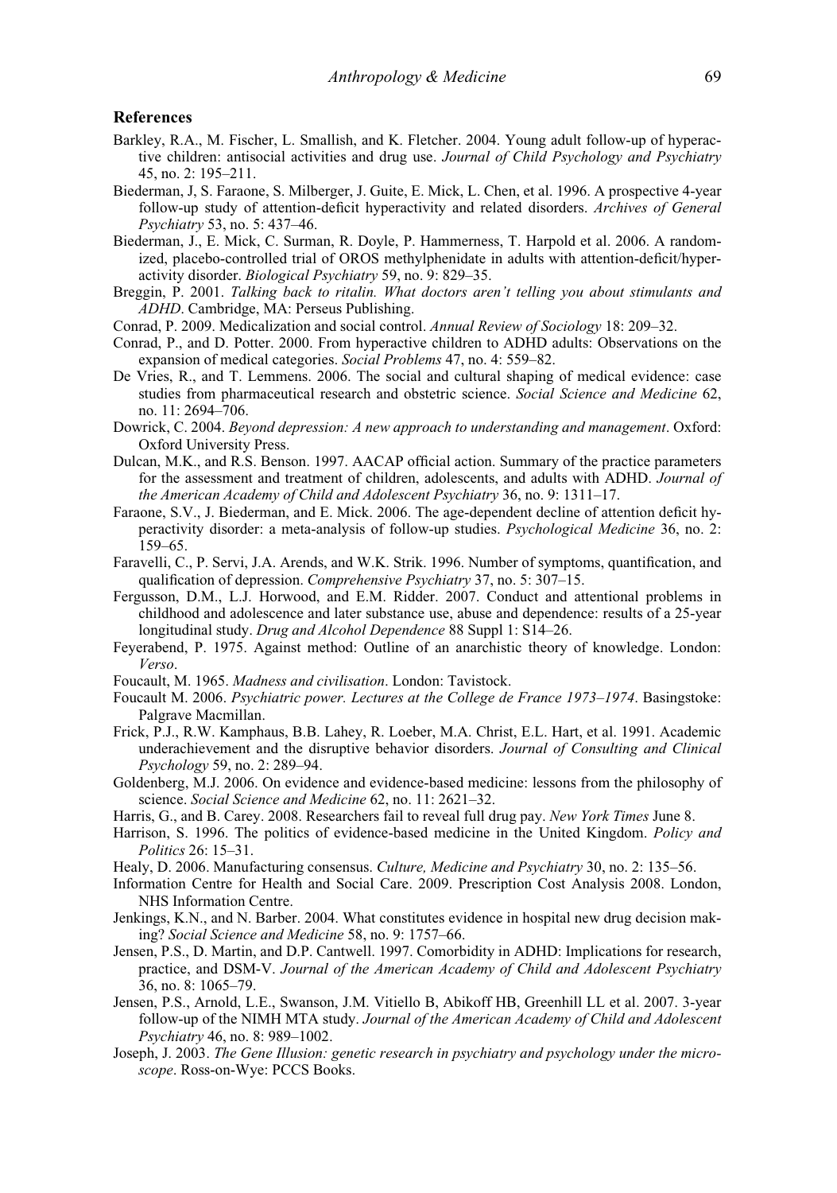## References

Barkley, R.A., M. Fischer, L. Smallish, and K. Fletcher. 2004. Young adult follow-up of hyperactive children: antisocial activities and drug use. *Journal of Child Psychology and Psychiatry* 45, no. 2: 195–211.

Biederman, J, S. Faraone, S. Milberger, J. Guite, E. Mick, L. Chen, et al. 1996. A prospective 4-year follow-up study of attention-deficit hyperactivity and related disorders. *Archives of General Psychiatry* 53, no. 5: 437–46.

Biederman, J., E. Mick, C. Surman, R. Doyle, P. Hammerness, T. Harpold et al. 2006. A randomized, placebo-controlled trial of OROS methylphenidate in adults with attention-deficit/hyperactivity disorder. *Biological Psychiatry* 59, no. 9: 829–35.

Breggin, P. 2001. *Talking back to ritalin. What doctors aren't telling you about stimulants and ADHD*. Cambridge, MA: Perseus Publishing.

Conrad, P. 2009. Medicalization and social control. *Annual Review of Sociology* 18: 209–32.

Conrad, P., and D. Potter. 2000. From hyperactive children to ADHD adults: Observations on the expansion of medical categories. *Social Problems* 47, no. 4: 559–82.

De Vries, R., and T. Lemmens. 2006. The social and cultural shaping of medical evidence: case studies from pharmaceutical research and obstetric science. *Social Science and Medicine* 62, no. 11: 2694–706.

Dowrick, C. 2004. *Beyond depression: A new approach to understanding and management*. Oxford: Oxford University Press.

Dulcan, M.K., and R.S. Benson. 1997. AACAP official action. Summary of the practice parameters for the assessment and treatment of children, adolescents, and adults with ADHD. *Journal of the American Academy of Child and Adolescent Psychiatry* 36, no. 9: 1311–17.

Faraone, S.V., J. Biederman, and E. Mick. 2006. The age-dependent decline of attention deficit hyperactivity disorder: a meta-analysis of follow-up studies. *Psychological Medicine* 36, no. 2: 159–65.

Faravelli, C., P. Servi, J.A. Arends, and W.K. Strik. 1996. Number of symptoms, quantification, and qualification of depression. *Comprehensive Psychiatry* 37, no. 5: 307–15.

Fergusson, D.M., L.J. Horwood, and E.M. Ridder. 2007. Conduct and attentional problems in childhood and adolescence and later substance use, abuse and dependence: results of a 25-year longitudinal study. *Drug and Alcohol Dependence* 88 Suppl 1: S14–26.

Feyerabend, P. 1975. Against method: Outline of an anarchistic theory of knowledge. London: *Verso*.

Foucault, M. 1965. *Madness and civilisation*. London: Tavistock.

Foucault M. 2006. *Psychiatric power. Lectures at the College de France 1973–1974*. Basingstoke: Palgrave Macmillan.

Frick, P.J., R.W. Kamphaus, B.B. Lahey, R. Loeber, M.A. Christ, E.L. Hart, et al. 1991. Academic underachievement and the disruptive behavior disorders. *Journal of Consulting and Clinical Psychology* 59, no. 2: 289–94.

Goldenberg, M.J. 2006. On evidence and evidence-based medicine: lessons from the philosophy of science. *Social Science and Medicine* 62, no. 11: 2621–32.

Harris, G., and B. Carey. 2008. Researchers fail to reveal full drug pay. *New York Times* June 8.

Harrison, S. 1996. The politics of evidence-based medicine in the United Kingdom. *Policy and Politics* 26: 15–31.

Healy, D. 2006. Manufacturing consensus. *Culture, Medicine and Psychiatry* 30, no. 2: 135–56.

Information Centre for Health and Social Care. 2009. Prescription Cost Analysis 2008. London, NHS Information Centre.

Jenkings, K.N., and N. Barber. 2004. What constitutes evidence in hospital new drug decision making? *Social Science and Medicine* 58, no. 9: 1757–66.

Jensen, P.S., D. Martin, and D.P. Cantwell. 1997. Comorbidity in ADHD: Implications for research, practice, and DSM-V. *Journal of the American Academy of Child and Adolescent Psychiatry* 36, no. 8: 1065–79.

Jensen, P.S., Arnold, L.E., Swanson, J.M. Vitiello B, Abikoff HB, Greenhill LL et al. 2007. 3-year follow-up of the NIMH MTA study. *Journal of the American Academy of Child and Adolescent Psychiatry* 46, no. 8: 989–1002.

Joseph, J. 2003. *The Gene Illusion: genetic research in psychiatry and psychology under the microscope*. Ross-on-Wye: PCCS Books.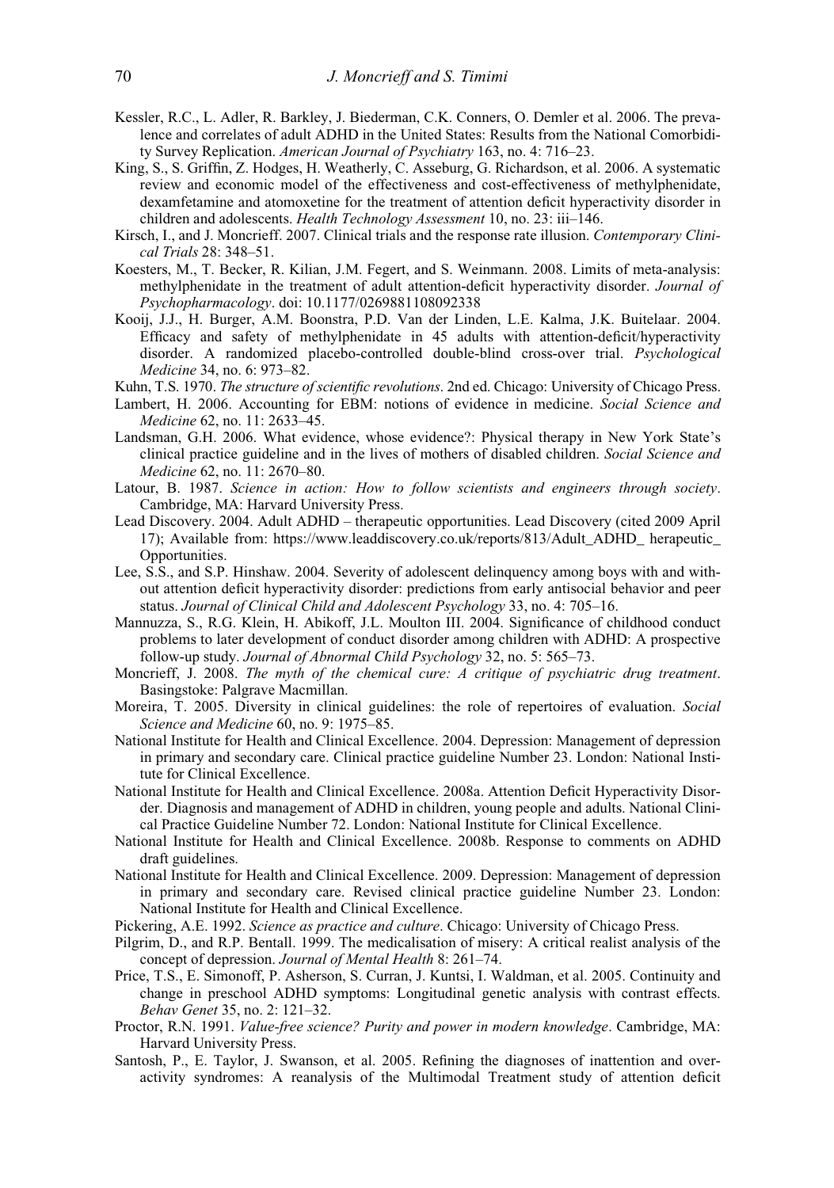Kessler, R.C., L. Adler, R. Barkley, J. Biederman, C.K. Conners, O. Demler et al. 2006. The prevalence and correlates of adult ADHD in the United States: Results from the National Comorbidity Survey Replication. *American Journal of Psychiatry* 163, no. 4: 716–23.

King, S., S. Griffin, Z. Hodges, H. Weatherly, C. Asseburg, G. Richardson, et al. 2006. A systematic review and economic model of the effectiveness and cost-effectiveness of methylphenidate, dexamfetamine and atomoxetine for the treatment of attention deficit hyperactivity disorder in children and adolescents. *Health Technology Assessment* 10, no. 23: iii–146.

Kirsch, I., and J. Moncrieff. 2007. Clinical trials and the response rate illusion. *Contemporary Clinical Trials* 28: 348–51.

Koesters, M., T. Becker, R. Kilian, J.M. Fegert, and S. Weinmann. 2008. Limits of meta-analysis: methylphenidate in the treatment of adult attention-deficit hyperactivity disorder. *Journal of Psychopharmacology*. doi: 10.1177/0269881108092338

Kooij, J.J., H. Burger, A.M. Boonstra, P.D. Van der Linden, L.E. Kalma, J.K. Buitelaar. 2004. Efficacy and safety of methylphenidate in 45 adults with attention-deficit/hyperactivity disorder. A randomized placebo-controlled double-blind cross-over trial. *Psychological Medicine* 34, no. 6: 973–82.

Kuhn, T.S. 1970. *The structure of scientific revolutions*. 2nd ed. Chicago: University of Chicago Press.

Lambert, H. 2006. Accounting for EBM: notions of evidence in medicine. *Social Science and Medicine* 62, no. 11: 2633–45.

Landsman, G.H. 2006. What evidence, whose evidence?: Physical therapy in New York State's clinical practice guideline and in the lives of mothers of disabled children. *Social Science and Medicine* 62, no. 11: 2670–80.

Latour, B. 1987. *Science in action: How to follow scientists and engineers through society*. Cambridge, MA: Harvard University Press.

Lead Discovery. 2004. Adult ADHD – therapeutic opportunities. Lead Discovery (cited 2009 April 17); Available from: https://www.leaddiscovery.co.uk/reports/813/Adult_ADHD_ herapeutic_ Opportunities.

Lee, S.S., and S.P. Hinshaw. 2004. Severity of adolescent delinquency among boys with and without attention deficit hyperactivity disorder: predictions from early antisocial behavior and peer status. *Journal of Clinical Child and Adolescent Psychology* 33, no. 4: 705–16.

Mannuzza, S., R.G. Klein, H. Abikoff, J.L. Moulton III. 2004. Significance of childhood conduct problems to later development of conduct disorder among children with ADHD: A prospective follow-up study. *Journal of Abnormal Child Psychology* 32, no. 5: 565–73.

Moncrieff, J. 2008. *The myth of the chemical cure: A critique of psychiatric drug treatment*. Basingstoke: Palgrave Macmillan.

Moreira, T. 2005. Diversity in clinical guidelines: the role of repertoires of evaluation. *Social Science and Medicine* 60, no. 9: 1975–85.

National Institute for Health and Clinical Excellence. 2004. Depression: Management of depression in primary and secondary care. Clinical practice guideline Number 23. London: National Institute for Clinical Excellence.

National Institute for Health and Clinical Excellence. 2008a. Attention Deficit Hyperactivity Disorder. Diagnosis and management of ADHD in children, young people and adults. National Clinical Practice Guideline Number 72. London: National Institute for Clinical Excellence.

National Institute for Health and Clinical Excellence. 2008b. Response to comments on ADHD draft guidelines.

National Institute for Health and Clinical Excellence. 2009. Depression: Management of depression in primary and secondary care. Revised clinical practice guideline Number 23. London: National Institute for Health and Clinical Excellence.

Pickering, A.E. 1992. *Science as practice and culture*. Chicago: University of Chicago Press.

Pilgrim, D., and R.P. Bentall. 1999. The medicalisation of misery: A critical realist analysis of the concept of depression. *Journal of Mental Health* 8: 261–74.

Price, T.S., E. Simonoff, P. Asherson, S. Curran, J. Kuntsi, I. Waldman, et al. 2005. Continuity and change in preschool ADHD symptoms: Longitudinal genetic analysis with contrast effects. *Behav Genet* 35, no. 2: 121–32.

Proctor, R.N. 1991. *Value-free science? Purity and power in modern knowledge*. Cambridge, MA: Harvard University Press.

Santosh, P., E. Taylor, J. Swanson, et al. 2005. Refining the diagnoses of inattention and overactivity syndromes: A reanalysis of the Multimodal Treatment study of attention deficit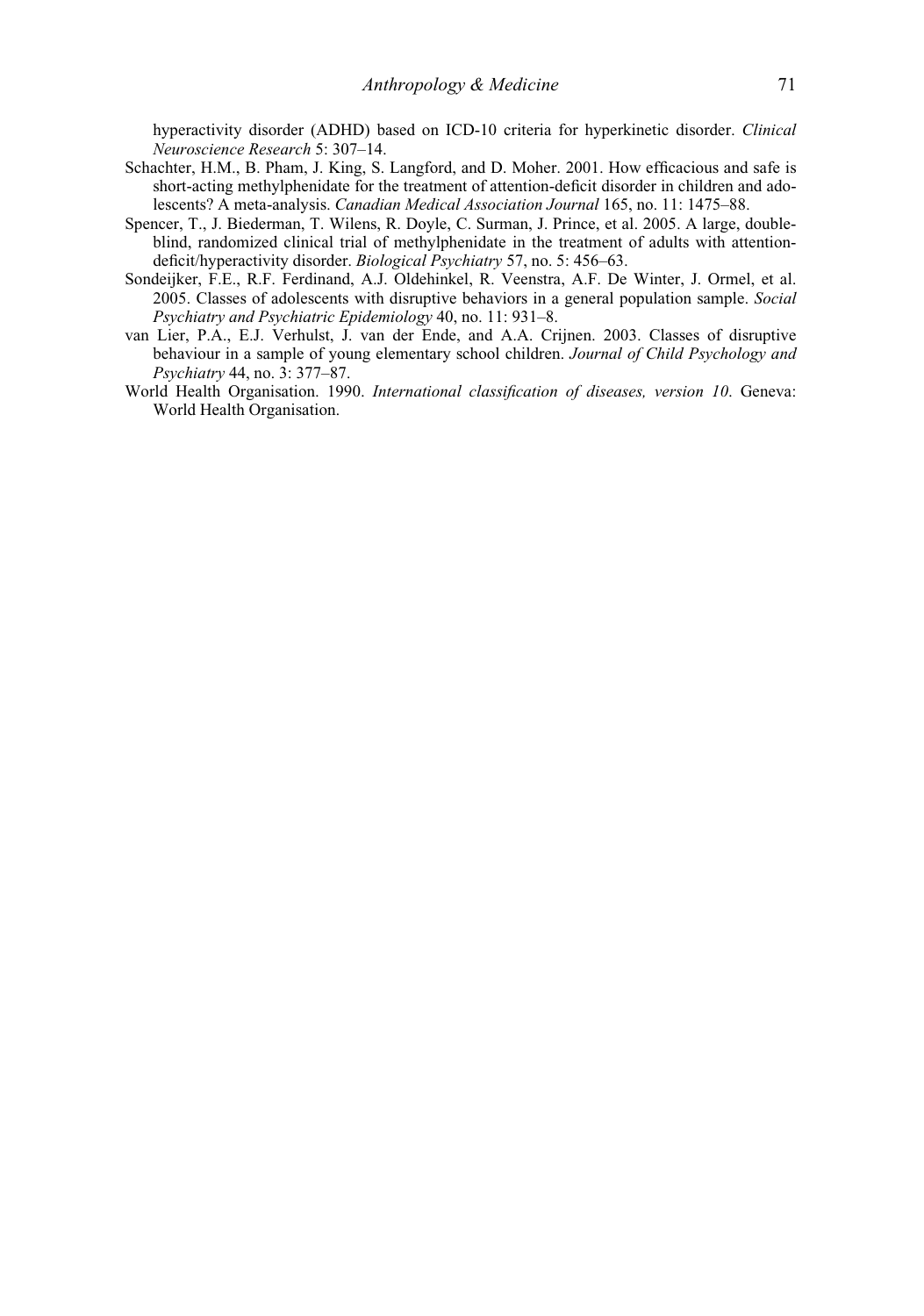hyperactivity disorder (ADHD) based on ICD-10 criteria for hyperkinetic disorder. *Clinical Neuroscience Research* 5: 307–14.

Schachter, H.M., B. Pham, J. King, S. Langford, and D. Moher. 2001. How efficacious and safe is short-acting methylphenidate for the treatment of attention-deficit disorder in children and adolescents? A meta-analysis. *Canadian Medical Association Journal* 165, no. 11: 1475–88.

Spencer, T., J. Biederman, T. Wilens, R. Doyle, C. Surman, J. Prince, et al. 2005. A large, double-blind, randomized clinical trial of methylphenidate in the treatment of adults with attention-deficit/hyperactivity disorder. *Biological Psychiatry* 57, no. 5: 456–63.

Sondeijker, F.E., R.F. Ferdinand, A.J. Oldehinkel, R. Veenstra, A.F. De Winter, J. Ormel, et al. 2005. Classes of adolescents with disruptive behaviors in a general population sample. *Social Psychiatry and Psychiatric Epidemiology* 40, no. 11: 931–8.

van Lier, P.A., E.J. Verhulst, J. van der Ende, and A.A. Crijnen. 2003. Classes of disruptive behaviour in a sample of young elementary school children. *Journal of Child Psychology and Psychiatry* 44, no. 3: 377–87.

World Health Organisation. 1990. *International classification of diseases, version 10*. Geneva: World Health Organisation.